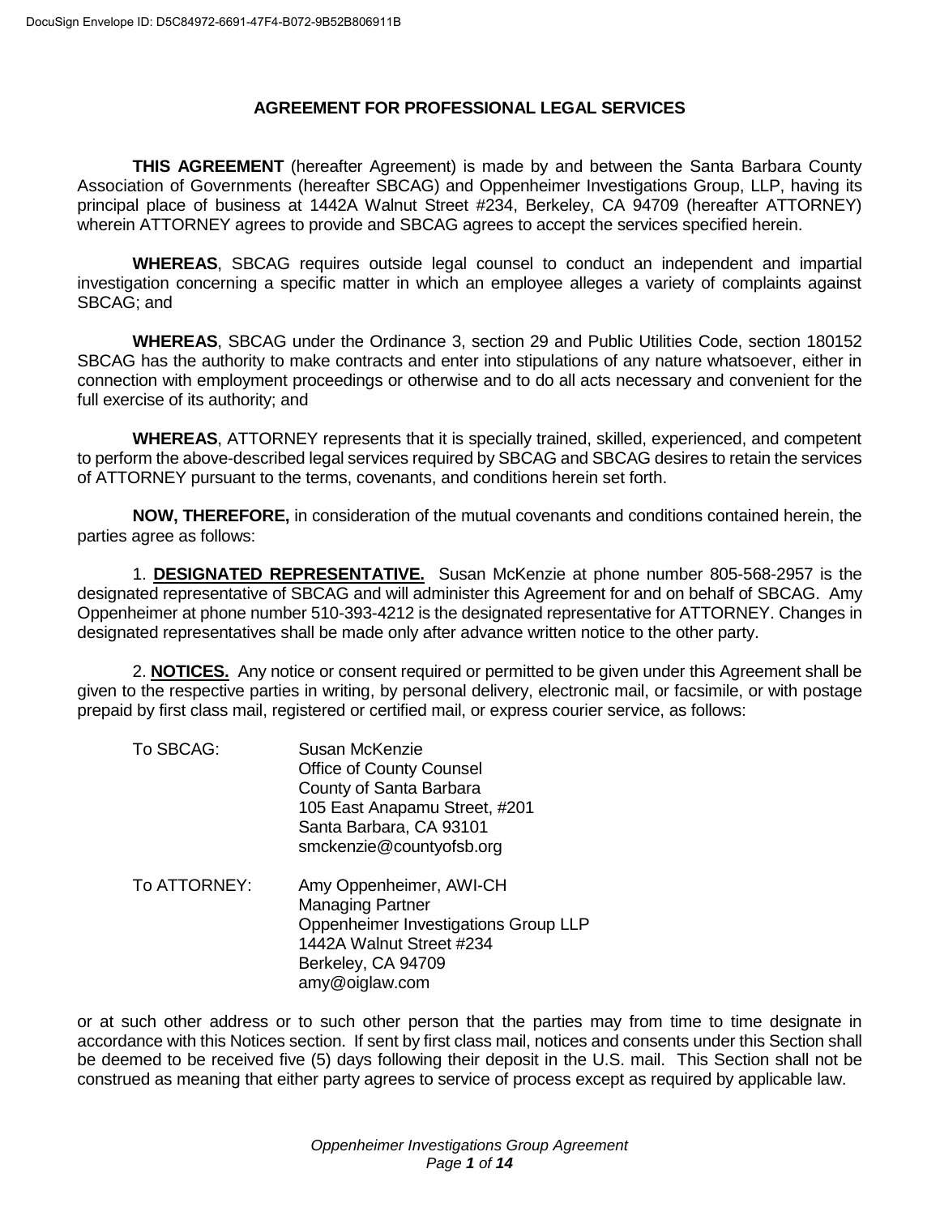# AGREEMENT FOR PROFESSIONAL LEGAL SERVICES

**THIS AGREEMENT** (hereafter Agreement) is made by and between the Santa Barbara County Association of Governments (hereafter SBCAG) and Oppenheimer Investigations Group, LLP, having its principal place of business at 1442A Walnut Street #234, Berkeley, CA 94709 (hereafter ATTORNEY) wherein ATTORNEY agrees to provide and SBCAG agrees to accept the services specified herein.

**WHEREAS**, SBCAG requires outside legal counsel to conduct an independent and impartial investigation concerning a specific matter in which an employee alleges a variety of complaints against SBCAG; and

**WHEREAS**, SBCAG under the Ordinance 3, section 29 and Public Utilities Code, section 180152 SBCAG has the authority to make contracts and enter into stipulations of any nature whatsoever, either in connection with employment proceedings or otherwise and to do all acts necessary and convenient for the full exercise of its authority; and

**WHEREAS**, ATTORNEY represents that it is specially trained, skilled, experienced, and competent to perform the above-described legal services required by SBCAG and SBCAG desires to retain the services of ATTORNEY pursuant to the terms, covenants, and conditions herein set forth.

**NOW, THEREFORE,** in consideration of the mutual covenants and conditions contained herein, the parties agree as follows:

1. **DESIGNATED REPRESENTATIVE.** Susan McKenzie at phone number 805-568-2957 is the designated representative of SBCAG and will administer this Agreement for and on behalf of SBCAG. Amy Oppenheimer at phone number 510-393-4212 is the designated representative for ATTORNEY. Changes in designated representatives shall be made only after advance written notice to the other party.

2. **NOTICES.** Any notice or consent required or permitted to be given under this Agreement shall be given to the respective parties in writing, by personal delivery, electronic mail, or facsimile, or with postage prepaid by first class mail, registered or certified mail, or express courier service, as follows:

To SBCAG:
Susan McKenzie
Office of County Counsel
County of Santa Barbara
105 East Anapamu Street, #201
Santa Barbara, CA 93101
smckenzie@countyofsb.org

To ATTORNEY:
Amy Oppenheimer, AWI-CH
Managing Partner
Oppenheimer Investigations Group LLP
1442A Walnut Street #234
Berkeley, CA 94709
amy@oiglaw.com

or at such other address or to such other person that the parties may from time to time designate in accordance with this Notices section. If sent by first class mail, notices and consents under this Section shall be deemed to be received five (5) days following their deposit in the U.S. mail. This Section shall not be construed as meaning that either party agrees to service of process except as required by applicable law.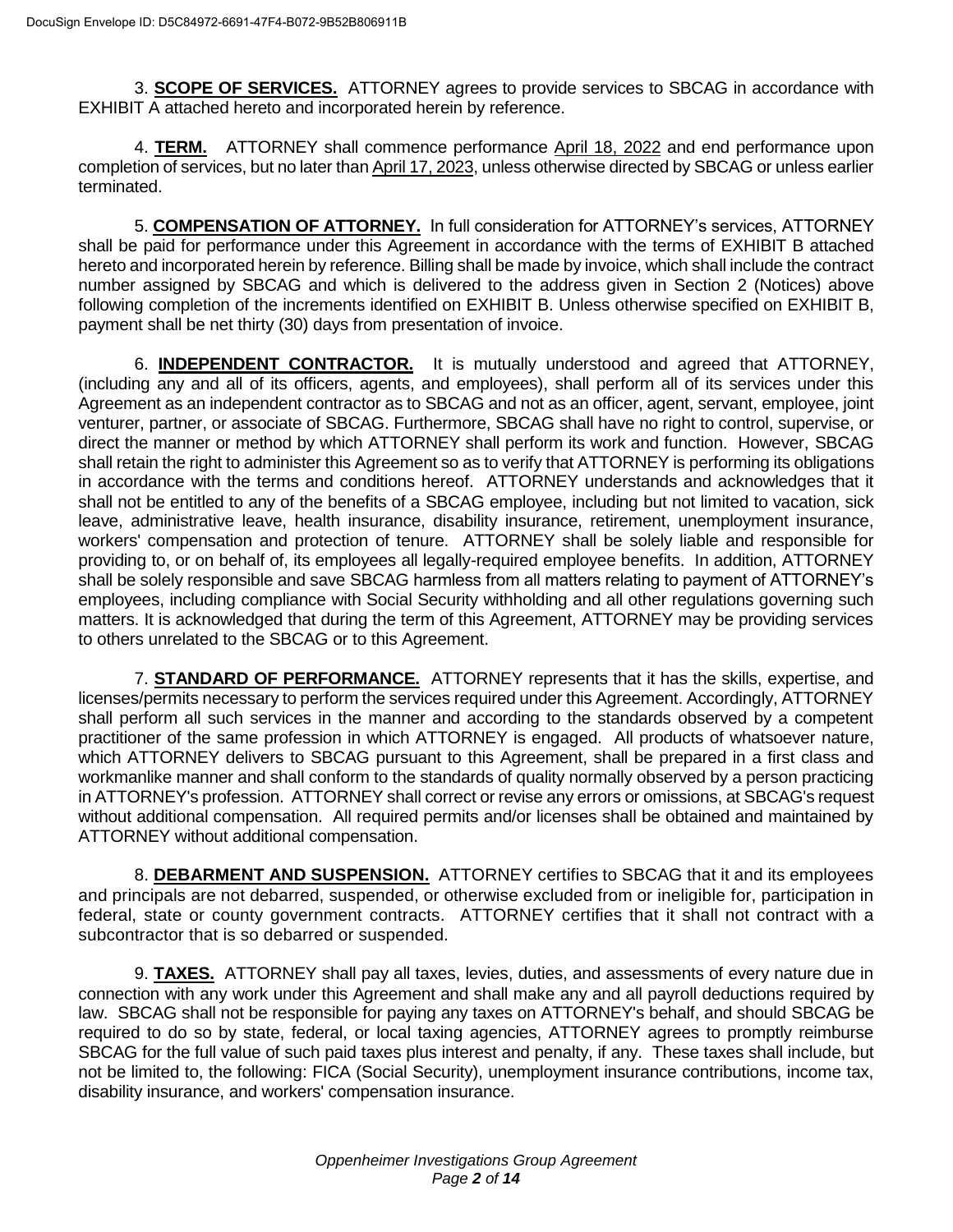3. **SCOPE OF SERVICES.** ATTORNEY agrees to provide services to SBCAG in accordance with EXHIBIT A attached hereto and incorporated herein by reference.

4. **TERM.** ATTORNEY shall commence performance April 18, 2022 and end performance upon completion of services, but no later than April 17, 2023, unless otherwise directed by SBCAG or unless earlier terminated.

5. **COMPENSATION OF ATTORNEY.** In full consideration for ATTORNEY's services, ATTORNEY shall be paid for performance under this Agreement in accordance with the terms of EXHIBIT B attached hereto and incorporated herein by reference. Billing shall be made by invoice, which shall include the contract number assigned by SBCAG and which is delivered to the address given in Section 2 (Notices) above following completion of the increments identified on EXHIBIT B. Unless otherwise specified on EXHIBIT B, payment shall be net thirty (30) days from presentation of invoice.

6. **INDEPENDENT CONTRACTOR.** It is mutually understood and agreed that ATTORNEY, (including any and all of its officers, agents, and employees), shall perform all of its services under this Agreement as an independent contractor as to SBCAG and not as an officer, agent, servant, employee, joint venturer, partner, or associate of SBCAG. Furthermore, SBCAG shall have no right to control, supervise, or direct the manner or method by which ATTORNEY shall perform its work and function. However, SBCAG shall retain the right to administer this Agreement so as to verify that ATTORNEY is performing its obligations in accordance with the terms and conditions hereof. ATTORNEY understands and acknowledges that it shall not be entitled to any of the benefits of a SBCAG employee, including but not limited to vacation, sick leave, administrative leave, health insurance, disability insurance, retirement, unemployment insurance, workers' compensation and protection of tenure. ATTORNEY shall be solely liable and responsible for providing to, or on behalf of, its employees all legally-required employee benefits. In addition, ATTORNEY shall be solely responsible and save SBCAG harmless from all matters relating to payment of ATTORNEY's employees, including compliance with Social Security withholding and all other regulations governing such matters. It is acknowledged that during the term of this Agreement, ATTORNEY may be providing services to others unrelated to the SBCAG or to this Agreement.

7. **STANDARD OF PERFORMANCE.** ATTORNEY represents that it has the skills, expertise, and licenses/permits necessary to perform the services required under this Agreement. Accordingly, ATTORNEY shall perform all such services in the manner and according to the standards observed by a competent practitioner of the same profession in which ATTORNEY is engaged. All products of whatsoever nature, which ATTORNEY delivers to SBCAG pursuant to this Agreement, shall be prepared in a first class and workmanlike manner and shall conform to the standards of quality normally observed by a person practicing in ATTORNEY's profession. ATTORNEY shall correct or revise any errors or omissions, at SBCAG's request without additional compensation. All required permits and/or licenses shall be obtained and maintained by ATTORNEY without additional compensation.

8. **DEBARMENT AND SUSPENSION.** ATTORNEY certifies to SBCAG that it and its employees and principals are not debarred, suspended, or otherwise excluded from or ineligible for, participation in federal, state or county government contracts. ATTORNEY certifies that it shall not contract with a subcontractor that is so debarred or suspended.

9. **TAXES.** ATTORNEY shall pay all taxes, levies, duties, and assessments of every nature due in connection with any work under this Agreement and shall make any and all payroll deductions required by law. SBCAG shall not be responsible for paying any taxes on ATTORNEY's behalf, and should SBCAG be required to do so by state, federal, or local taxing agencies, ATTORNEY agrees to promptly reimburse SBCAG for the full value of such paid taxes plus interest and penalty, if any. These taxes shall include, but not be limited to, the following: FICA (Social Security), unemployment insurance contributions, income tax, disability insurance, and workers' compensation insurance.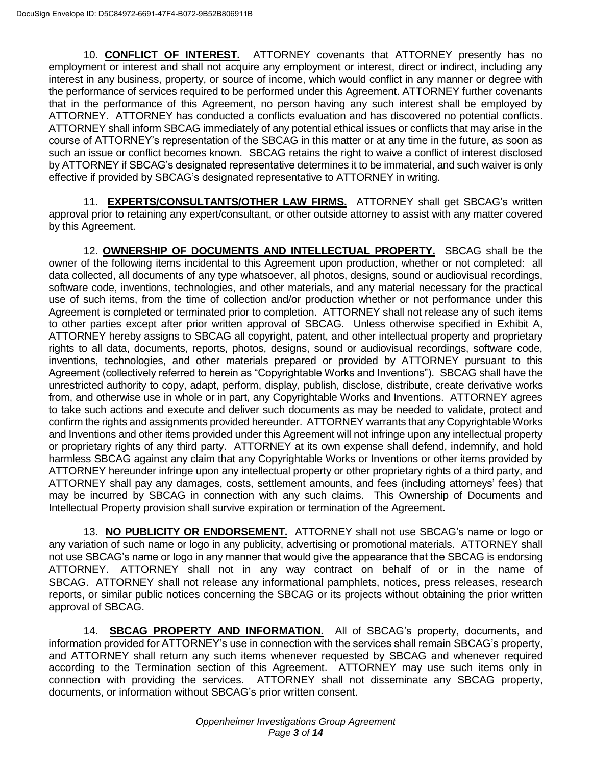10. **CONFLICT OF INTEREST.** ATTORNEY covenants that ATTORNEY presently has no employment or interest and shall not acquire any employment or interest, direct or indirect, including any interest in any business, property, or source of income, which would conflict in any manner or degree with the performance of services required to be performed under this Agreement. ATTORNEY further covenants that in the performance of this Agreement, no person having any such interest shall be employed by ATTORNEY. ATTORNEY has conducted a conflicts evaluation and has discovered no potential conflicts. ATTORNEY shall inform SBCAG immediately of any potential ethical issues or conflicts that may arise in the course of ATTORNEY's representation of the SBCAG in this matter or at any time in the future, as soon as such an issue or conflict becomes known. SBCAG retains the right to waive a conflict of interest disclosed by ATTORNEY if SBCAG's designated representative determines it to be immaterial, and such waiver is only effective if provided by SBCAG's designated representative to ATTORNEY in writing.

11. **EXPERTS/CONSULTANTS/OTHER LAW FIRMS.** ATTORNEY shall get SBCAG's written approval prior to retaining any expert/consultant, or other outside attorney to assist with any matter covered by this Agreement.

12. **OWNERSHIP OF DOCUMENTS AND INTELLECTUAL PROPERTY.** SBCAG shall be the owner of the following items incidental to this Agreement upon production, whether or not completed: all data collected, all documents of any type whatsoever, all photos, designs, sound or audiovisual recordings, software code, inventions, technologies, and other materials, and any material necessary for the practical use of such items, from the time of collection and/or production whether or not performance under this Agreement is completed or terminated prior to completion. ATTORNEY shall not release any of such items to other parties except after prior written approval of SBCAG. Unless otherwise specified in Exhibit A, ATTORNEY hereby assigns to SBCAG all copyright, patent, and other intellectual property and proprietary rights to all data, documents, reports, photos, designs, sound or audiovisual recordings, software code, inventions, technologies, and other materials prepared or provided by ATTORNEY pursuant to this Agreement (collectively referred to herein as "Copyrightable Works and Inventions"). SBCAG shall have the unrestricted authority to copy, adapt, perform, display, publish, disclose, distribute, create derivative works from, and otherwise use in whole or in part, any Copyrightable Works and Inventions. ATTORNEY agrees to take such actions and execute and deliver such documents as may be needed to validate, protect and confirm the rights and assignments provided hereunder. ATTORNEY warrants that any Copyrightable Works and Inventions and other items provided under this Agreement will not infringe upon any intellectual property or proprietary rights of any third party. ATTORNEY at its own expense shall defend, indemnify, and hold harmless SBCAG against any claim that any Copyrightable Works or Inventions or other items provided by ATTORNEY hereunder infringe upon any intellectual property or other proprietary rights of a third party, and ATTORNEY shall pay any damages, costs, settlement amounts, and fees (including attorneys' fees) that may be incurred by SBCAG in connection with any such claims. This Ownership of Documents and Intellectual Property provision shall survive expiration or termination of the Agreement.

13. **NO PUBLICITY OR ENDORSEMENT.** ATTORNEY shall not use SBCAG's name or logo or any variation of such name or logo in any publicity, advertising or promotional materials. ATTORNEY shall not use SBCAG's name or logo in any manner that would give the appearance that the SBCAG is endorsing ATTORNEY. ATTORNEY shall not in any way contract on behalf of or in the name of SBCAG. ATTORNEY shall not release any informational pamphlets, notices, press releases, research reports, or similar public notices concerning the SBCAG or its projects without obtaining the prior written approval of SBCAG.

14. **SBCAG PROPERTY AND INFORMATION.** All of SBCAG's property, documents, and information provided for ATTORNEY's use in connection with the services shall remain SBCAG's property, and ATTORNEY shall return any such items whenever requested by SBCAG and whenever required according to the Termination section of this Agreement. ATTORNEY may use such items only in connection with providing the services. ATTORNEY shall not disseminate any SBCAG property, documents, or information without SBCAG's prior written consent.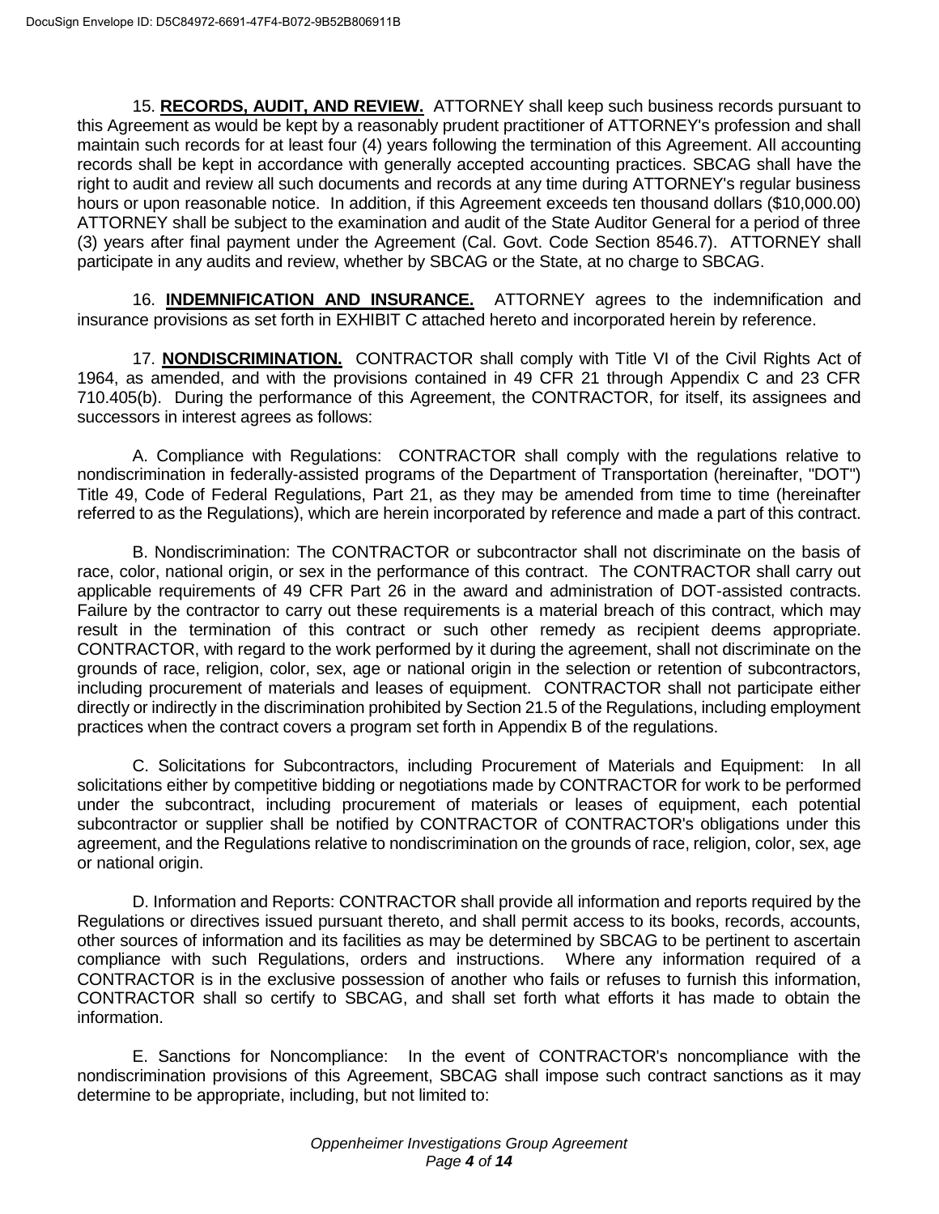15. **RECORDS, AUDIT, AND REVIEW.** ATTORNEY shall keep such business records pursuant to this Agreement as would be kept by a reasonably prudent practitioner of ATTORNEY's profession and shall maintain such records for at least four (4) years following the termination of this Agreement. All accounting records shall be kept in accordance with generally accepted accounting practices. SBCAG shall have the right to audit and review all such documents and records at any time during ATTORNEY's regular business hours or upon reasonable notice. In addition, if this Agreement exceeds ten thousand dollars ($10,000.00) ATTORNEY shall be subject to the examination and audit of the State Auditor General for a period of three (3) years after final payment under the Agreement (Cal. Govt. Code Section 8546.7). ATTORNEY shall participate in any audits and review, whether by SBCAG or the State, at no charge to SBCAG.

16. **INDEMNIFICATION AND INSURANCE.** ATTORNEY agrees to the indemnification and insurance provisions as set forth in EXHIBIT C attached hereto and incorporated herein by reference.

17. **NONDISCRIMINATION.** CONTRACTOR shall comply with Title VI of the Civil Rights Act of 1964, as amended, and with the provisions contained in 49 CFR 21 through Appendix C and 23 CFR 710.405(b). During the performance of this Agreement, the CONTRACTOR, for itself, its assignees and successors in interest agrees as follows:

A. Compliance with Regulations: CONTRACTOR shall comply with the regulations relative to nondiscrimination in federally-assisted programs of the Department of Transportation (hereinafter, "DOT") Title 49, Code of Federal Regulations, Part 21, as they may be amended from time to time (hereinafter referred to as the Regulations), which are herein incorporated by reference and made a part of this contract.

B. Nondiscrimination: The CONTRACTOR or subcontractor shall not discriminate on the basis of race, color, national origin, or sex in the performance of this contract. The CONTRACTOR shall carry out applicable requirements of 49 CFR Part 26 in the award and administration of DOT-assisted contracts. Failure by the contractor to carry out these requirements is a material breach of this contract, which may result in the termination of this contract or such other remedy as recipient deems appropriate. CONTRACTOR, with regard to the work performed by it during the agreement, shall not discriminate on the grounds of race, religion, color, sex, age or national origin in the selection or retention of subcontractors, including procurement of materials and leases of equipment. CONTRACTOR shall not participate either directly or indirectly in the discrimination prohibited by Section 21.5 of the Regulations, including employment practices when the contract covers a program set forth in Appendix B of the regulations.

C. Solicitations for Subcontractors, including Procurement of Materials and Equipment: In all solicitations either by competitive bidding or negotiations made by CONTRACTOR for work to be performed under the subcontract, including procurement of materials or leases of equipment, each potential subcontractor or supplier shall be notified by CONTRACTOR of CONTRACTOR's obligations under this agreement, and the Regulations relative to nondiscrimination on the grounds of race, religion, color, sex, age or national origin.

D. Information and Reports: CONTRACTOR shall provide all information and reports required by the Regulations or directives issued pursuant thereto, and shall permit access to its books, records, accounts, other sources of information and its facilities as may be determined by SBCAG to be pertinent to ascertain compliance with such Regulations, orders and instructions. Where any information required of a CONTRACTOR is in the exclusive possession of another who fails or refuses to furnish this information, CONTRACTOR shall so certify to SBCAG, and shall set forth what efforts it has made to obtain the information.

E. Sanctions for Noncompliance: In the event of CONTRACTOR's noncompliance with the nondiscrimination provisions of this Agreement, SBCAG shall impose such contract sanctions as it may determine to be appropriate, including, but not limited to: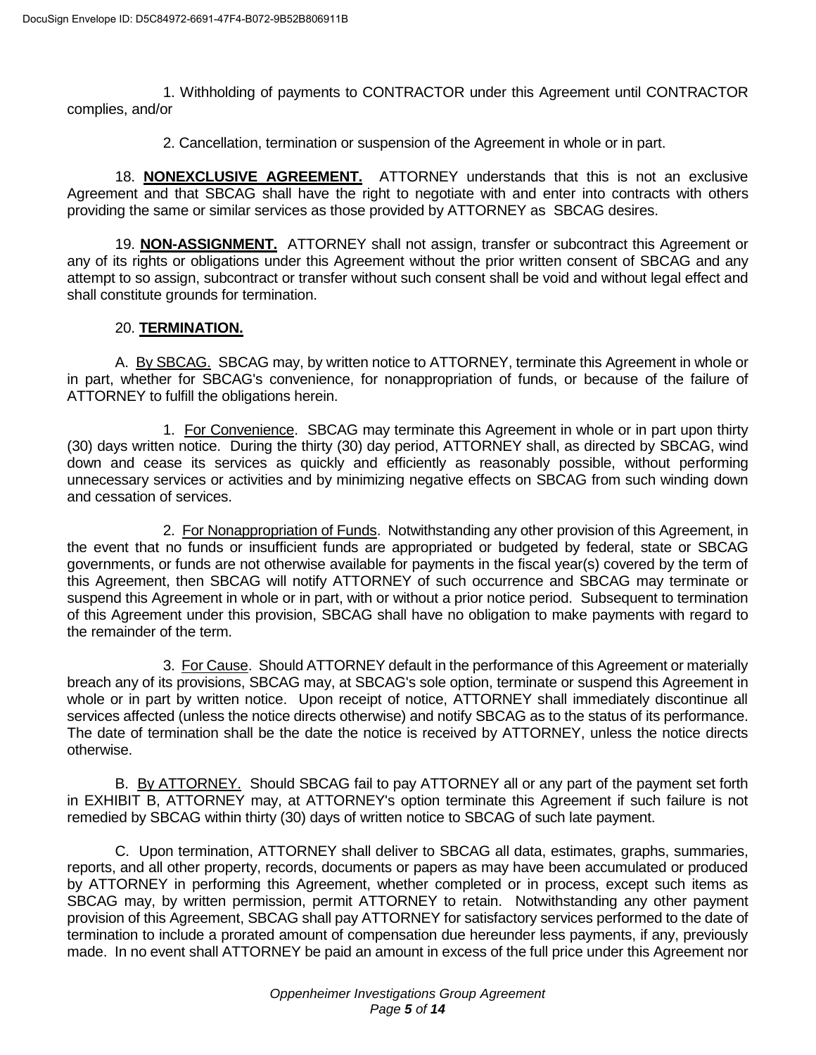1. Withholding of payments to CONTRACTOR under this Agreement until CONTRACTOR complies, and/or

2. Cancellation, termination or suspension of the Agreement in whole or in part.

18. **NONEXCLUSIVE AGREEMENT.** ATTORNEY understands that this is not an exclusive Agreement and that SBCAG shall have the right to negotiate with and enter into contracts with others providing the same or similar services as those provided by ATTORNEY as SBCAG desires.

19. **NON-ASSIGNMENT.** ATTORNEY shall not assign, transfer or subcontract this Agreement or any of its rights or obligations under this Agreement without the prior written consent of SBCAG and any attempt to so assign, subcontract or transfer without such consent shall be void and without legal effect and shall constitute grounds for termination.

20. **TERMINATION.**

A. By SBCAG. SBCAG may, by written notice to ATTORNEY, terminate this Agreement in whole or in part, whether for SBCAG's convenience, for nonappropriation of funds, or because of the failure of ATTORNEY to fulfill the obligations herein.

1. For Convenience. SBCAG may terminate this Agreement in whole or in part upon thirty (30) days written notice. During the thirty (30) day period, ATTORNEY shall, as directed by SBCAG, wind down and cease its services as quickly and efficiently as reasonably possible, without performing unnecessary services or activities and by minimizing negative effects on SBCAG from such winding down and cessation of services.

2. For Nonappropriation of Funds. Notwithstanding any other provision of this Agreement, in the event that no funds or insufficient funds are appropriated or budgeted by federal, state or SBCAG governments, or funds are not otherwise available for payments in the fiscal year(s) covered by the term of this Agreement, then SBCAG will notify ATTORNEY of such occurrence and SBCAG may terminate or suspend this Agreement in whole or in part, with or without a prior notice period. Subsequent to termination of this Agreement under this provision, SBCAG shall have no obligation to make payments with regard to the remainder of the term.

3. For Cause. Should ATTORNEY default in the performance of this Agreement or materially breach any of its provisions, SBCAG may, at SBCAG's sole option, terminate or suspend this Agreement in whole or in part by written notice. Upon receipt of notice, ATTORNEY shall immediately discontinue all services affected (unless the notice directs otherwise) and notify SBCAG as to the status of its performance. The date of termination shall be the date the notice is received by ATTORNEY, unless the notice directs otherwise.

B. By ATTORNEY. Should SBCAG fail to pay ATTORNEY all or any part of the payment set forth in EXHIBIT B, ATTORNEY may, at ATTORNEY's option terminate this Agreement if such failure is not remedied by SBCAG within thirty (30) days of written notice to SBCAG of such late payment.

C. Upon termination, ATTORNEY shall deliver to SBCAG all data, estimates, graphs, summaries, reports, and all other property, records, documents or papers as may have been accumulated or produced by ATTORNEY in performing this Agreement, whether completed or in process, except such items as SBCAG may, by written permission, permit ATTORNEY to retain. Notwithstanding any other payment provision of this Agreement, SBCAG shall pay ATTORNEY for satisfactory services performed to the date of termination to include a prorated amount of compensation due hereunder less payments, if any, previously made. In no event shall ATTORNEY be paid an amount in excess of the full price under this Agreement nor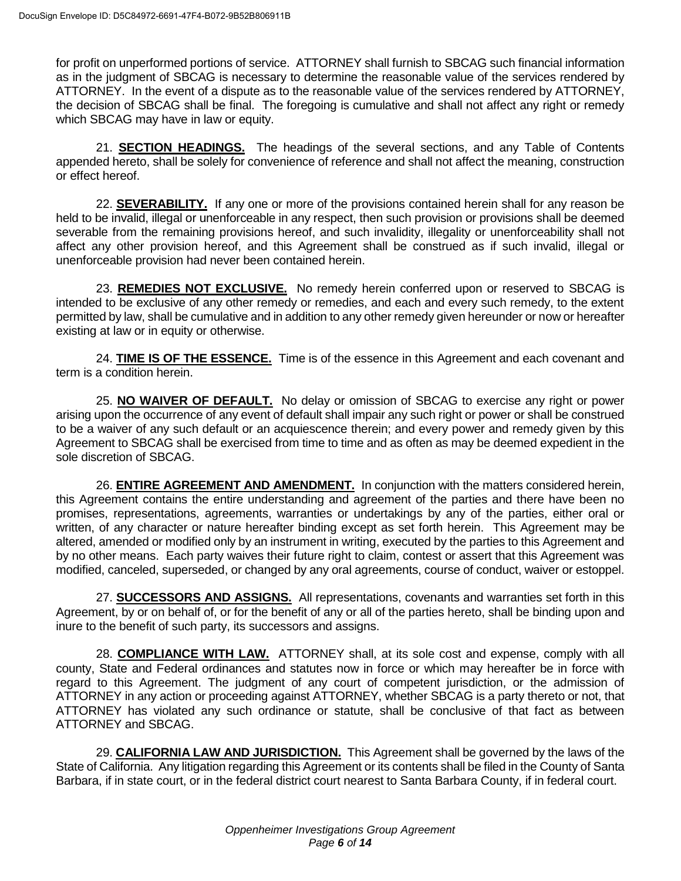for profit on unperformed portions of service. ATTORNEY shall furnish to SBCAG such financial information as in the judgment of SBCAG is necessary to determine the reasonable value of the services rendered by ATTORNEY. In the event of a dispute as to the reasonable value of the services rendered by ATTORNEY, the decision of SBCAG shall be final. The foregoing is cumulative and shall not affect any right or remedy which SBCAG may have in law or equity.

21. **SECTION HEADINGS.** The headings of the several sections, and any Table of Contents appended hereto, shall be solely for convenience of reference and shall not affect the meaning, construction or effect hereof.

22. **SEVERABILITY.** If any one or more of the provisions contained herein shall for any reason be held to be invalid, illegal or unenforceable in any respect, then such provision or provisions shall be deemed severable from the remaining provisions hereof, and such invalidity, illegality or unenforceability shall not affect any other provision hereof, and this Agreement shall be construed as if such invalid, illegal or unenforceable provision had never been contained herein.

23. **REMEDIES NOT EXCLUSIVE.** No remedy herein conferred upon or reserved to SBCAG is intended to be exclusive of any other remedy or remedies, and each and every such remedy, to the extent permitted by law, shall be cumulative and in addition to any other remedy given hereunder or now or hereafter existing at law or in equity or otherwise.

24. **TIME IS OF THE ESSENCE.** Time is of the essence in this Agreement and each covenant and term is a condition herein.

25. **NO WAIVER OF DEFAULT.** No delay or omission of SBCAG to exercise any right or power arising upon the occurrence of any event of default shall impair any such right or power or shall be construed to be a waiver of any such default or an acquiescence therein; and every power and remedy given by this Agreement to SBCAG shall be exercised from time to time and as often as may be deemed expedient in the sole discretion of SBCAG.

26. **ENTIRE AGREEMENT AND AMENDMENT.** In conjunction with the matters considered herein, this Agreement contains the entire understanding and agreement of the parties and there have been no promises, representations, agreements, warranties or undertakings by any of the parties, either oral or written, of any character or nature hereafter binding except as set forth herein. This Agreement may be altered, amended or modified only by an instrument in writing, executed by the parties to this Agreement and by no other means. Each party waives their future right to claim, contest or assert that this Agreement was modified, canceled, superseded, or changed by any oral agreements, course of conduct, waiver or estoppel.

27. **SUCCESSORS AND ASSIGNS.** All representations, covenants and warranties set forth in this Agreement, by or on behalf of, or for the benefit of any or all of the parties hereto, shall be binding upon and inure to the benefit of such party, its successors and assigns.

28. **COMPLIANCE WITH LAW.** ATTORNEY shall, at its sole cost and expense, comply with all county, State and Federal ordinances and statutes now in force or which may hereafter be in force with regard to this Agreement. The judgment of any court of competent jurisdiction, or the admission of ATTORNEY in any action or proceeding against ATTORNEY, whether SBCAG is a party thereto or not, that ATTORNEY has violated any such ordinance or statute, shall be conclusive of that fact as between ATTORNEY and SBCAG.

29. **CALIFORNIA LAW AND JURISDICTION.** This Agreement shall be governed by the laws of the State of California. Any litigation regarding this Agreement or its contents shall be filed in the County of Santa Barbara, if in state court, or in the federal district court nearest to Santa Barbara County, if in federal court.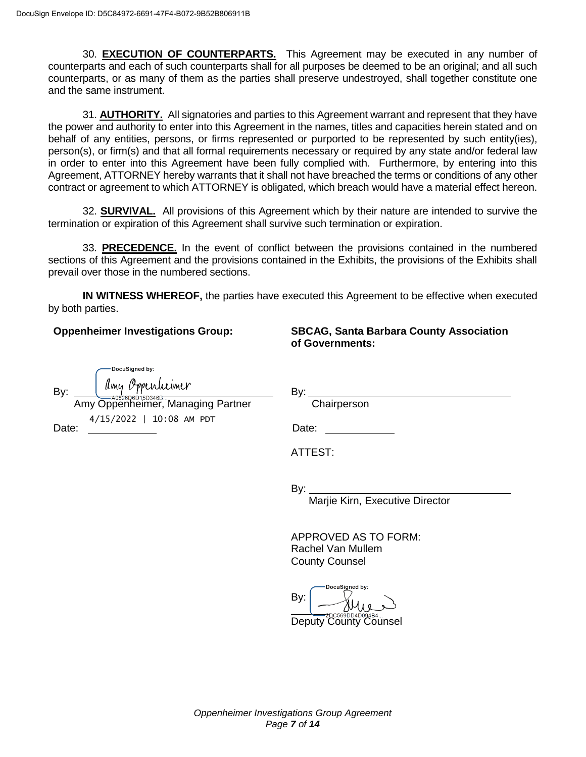30. **EXECUTION OF COUNTERPARTS.** This Agreement may be executed in any number of counterparts and each of such counterparts shall for all purposes be deemed to be an original; and all such counterparts, or as many of them as the parties shall preserve undestroyed, shall together constitute one and the same instrument.

31. **AUTHORITY.** All signatories and parties to this Agreement warrant and represent that they have the power and authority to enter into this Agreement in the names, titles and capacities herein stated and on behalf of any entities, persons, or firms represented or purported to be represented by such entity(ies), person(s), or firm(s) and that all formal requirements necessary or required by any state and/or federal law in order to enter into this Agreement have been fully complied with. Furthermore, by entering into this Agreement, ATTORNEY hereby warrants that it shall not have breached the terms or conditions of any other contract or agreement to which ATTORNEY is obligated, which breach would have a material effect hereon.

32. **SURVIVAL.** All provisions of this Agreement which by their nature are intended to survive the termination or expiration of this Agreement shall survive such termination or expiration.

33. **PRECEDENCE.** In the event of conflict between the provisions contained in the numbered sections of this Agreement and the provisions contained in the Exhibits, the provisions of the Exhibits shall prevail over those in the numbered sections.

**IN WITNESS WHEREOF,** the parties have executed this Agreement to be effective when executed by both parties.

**Oppenheimer Investigations Group:**

DocuSigned by:

By: Amy Oppenheimer

A0626C6D15D348B

Amy Oppenheimer, Managing Partner

Date: 4/15/2022 | 10:08 AM PDT

**SBCAG, Santa Barbara County Association of Governments:**

By: ______________________

Chairperson

Date: __________

ATTEST:

By: ______________________

Marjie Kirn, Executive Director

APPROVED AS TO FORM:
Rachel Van Mullem
County Counsel

DocuSigned by:

By:

2DC569DD4D094B4

Deputy County Counsel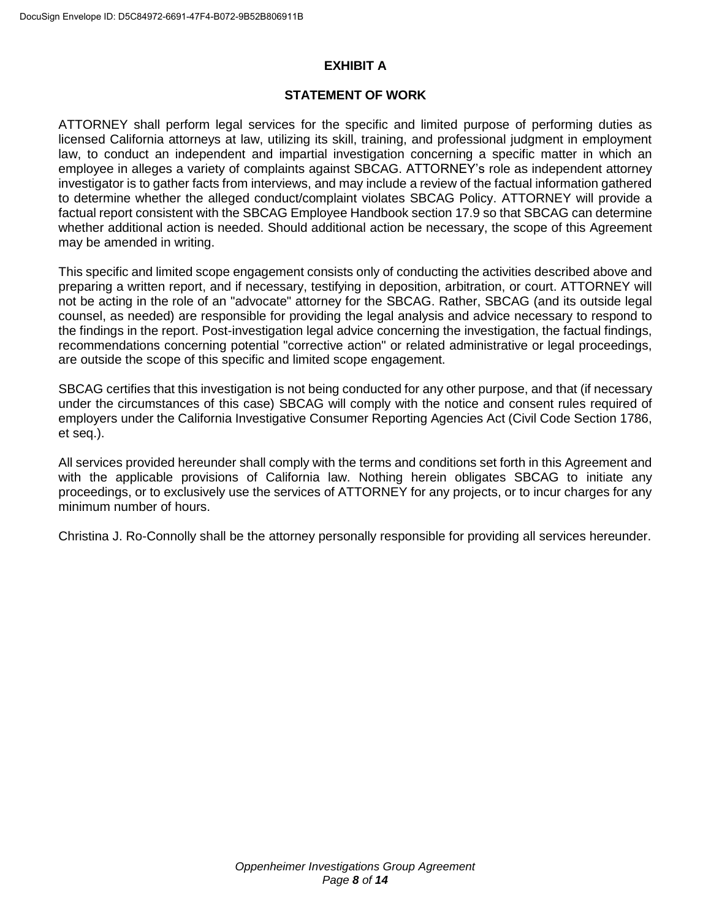# EXHIBIT A

## STATEMENT OF WORK

ATTORNEY shall perform legal services for the specific and limited purpose of performing duties as licensed California attorneys at law, utilizing its skill, training, and professional judgment in employment law, to conduct an independent and impartial investigation concerning a specific matter in which an employee in alleges a variety of complaints against SBCAG. ATTORNEY's role as independent attorney investigator is to gather facts from interviews, and may include a review of the factual information gathered to determine whether the alleged conduct/complaint violates SBCAG Policy. ATTORNEY will provide a factual report consistent with the SBCAG Employee Handbook section 17.9 so that SBCAG can determine whether additional action is needed. Should additional action be necessary, the scope of this Agreement may be amended in writing.

This specific and limited scope engagement consists only of conducting the activities described above and preparing a written report, and if necessary, testifying in deposition, arbitration, or court. ATTORNEY will not be acting in the role of an "advocate" attorney for the SBCAG. Rather, SBCAG (and its outside legal counsel, as needed) are responsible for providing the legal analysis and advice necessary to respond to the findings in the report. Post-investigation legal advice concerning the investigation, the factual findings, recommendations concerning potential "corrective action" or related administrative or legal proceedings, are outside the scope of this specific and limited scope engagement.

SBCAG certifies that this investigation is not being conducted for any other purpose, and that (if necessary under the circumstances of this case) SBCAG will comply with the notice and consent rules required of employers under the California Investigative Consumer Reporting Agencies Act (Civil Code Section 1786, et seq.).

All services provided hereunder shall comply with the terms and conditions set forth in this Agreement and with the applicable provisions of California law. Nothing herein obligates SBCAG to initiate any proceedings, or to exclusively use the services of ATTORNEY for any projects, or to incur charges for any minimum number of hours.

Christina J. Ro-Connolly shall be the attorney personally responsible for providing all services hereunder.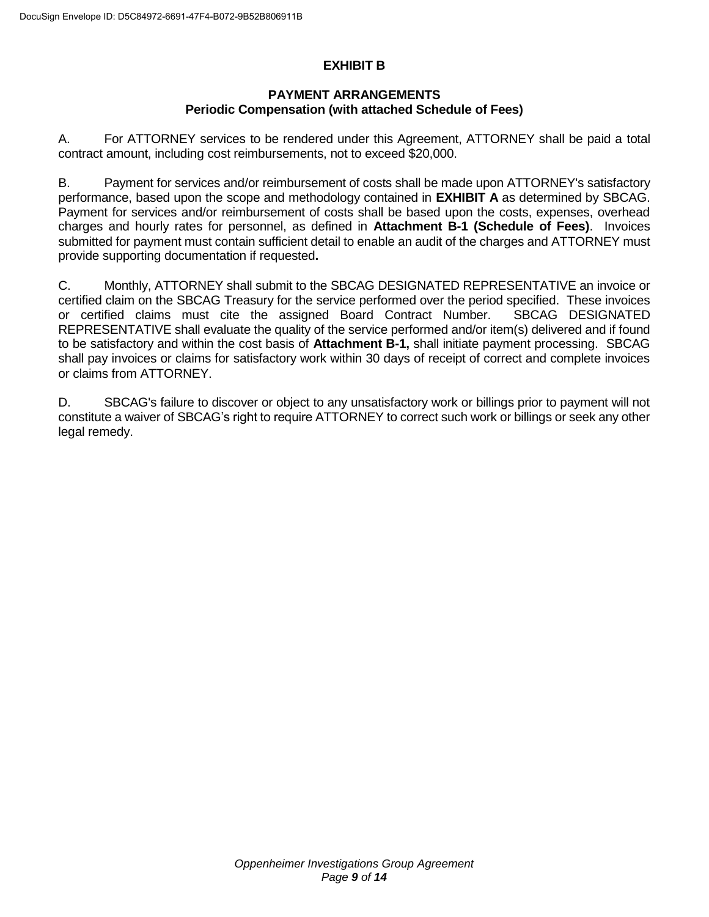# EXHIBIT B

## PAYMENT ARRANGEMENTS
### Periodic Compensation (with attached Schedule of Fees)

A. For ATTORNEY services to be rendered under this Agreement, ATTORNEY shall be paid a total contract amount, including cost reimbursements, not to exceed $20,000.

B. Payment for services and/or reimbursement of costs shall be made upon ATTORNEY's satisfactory performance, based upon the scope and methodology contained in **EXHIBIT A** as determined by SBCAG. Payment for services and/or reimbursement of costs shall be based upon the costs, expenses, overhead charges and hourly rates for personnel, as defined in **Attachment B-1 (Schedule of Fees)**. Invoices submitted for payment must contain sufficient detail to enable an audit of the charges and ATTORNEY must provide supporting documentation if requested**.**

C. Monthly, ATTORNEY shall submit to the SBCAG DESIGNATED REPRESENTATIVE an invoice or certified claim on the SBCAG Treasury for the service performed over the period specified. These invoices or certified claims must cite the assigned Board Contract Number. SBCAG DESIGNATED REPRESENTATIVE shall evaluate the quality of the service performed and/or item(s) delivered and if found to be satisfactory and within the cost basis of **Attachment B-1,** shall initiate payment processing. SBCAG shall pay invoices or claims for satisfactory work within 30 days of receipt of correct and complete invoices or claims from ATTORNEY.

D. SBCAG's failure to discover or object to any unsatisfactory work or billings prior to payment will not constitute a waiver of SBCAG's right to require ATTORNEY to correct such work or billings or seek any other legal remedy.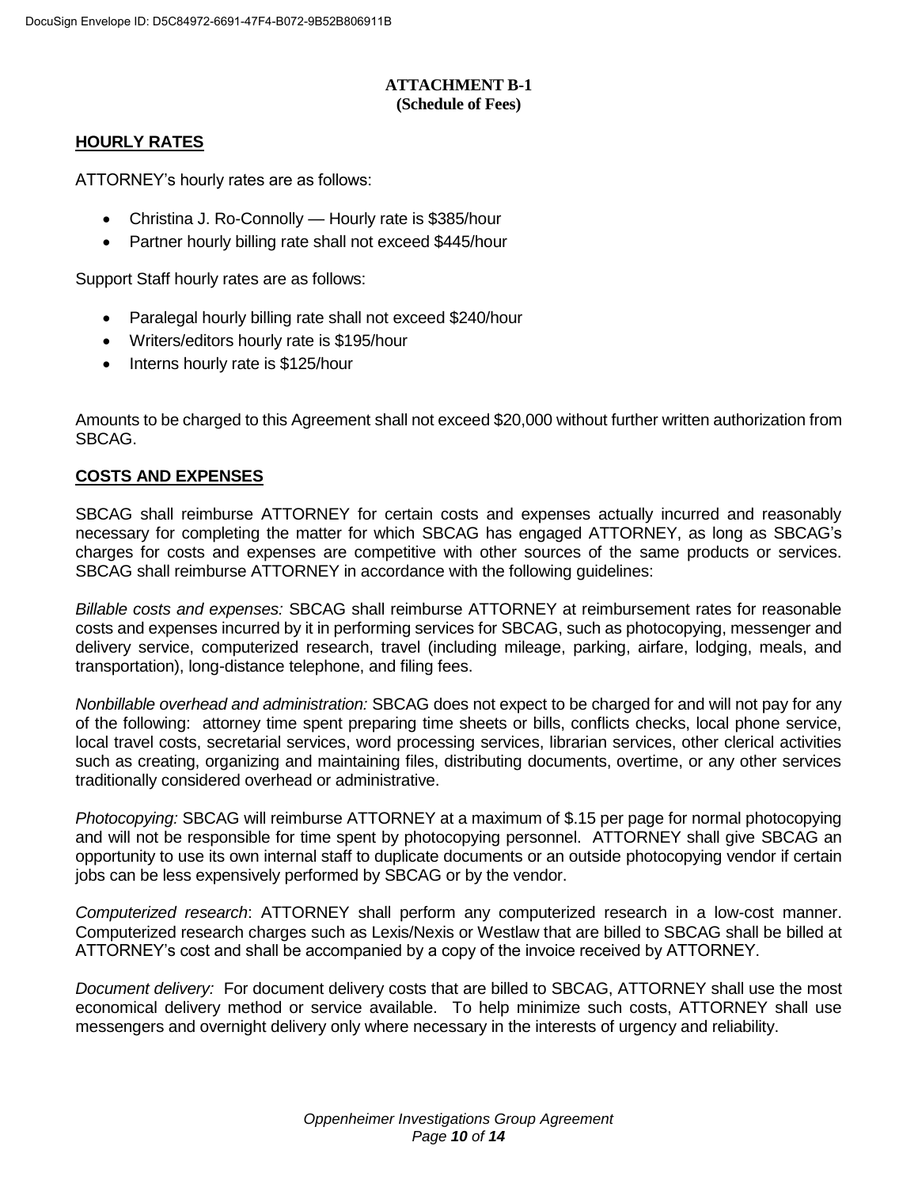## ATTACHMENT B-1
**(Schedule of Fees)**

**HOURLY RATES**

ATTORNEY's hourly rates are as follows:

- Christina J. Ro-Connolly — Hourly rate is $385/hour
- Partner hourly billing rate shall not exceed $445/hour

Support Staff hourly rates are as follows:

- Paralegal hourly billing rate shall not exceed $240/hour
- Writers/editors hourly rate is $195/hour
- Interns hourly rate is $125/hour

Amounts to be charged to this Agreement shall not exceed $20,000 without further written authorization from SBCAG.

**COSTS AND EXPENSES**

SBCAG shall reimburse ATTORNEY for certain costs and expenses actually incurred and reasonably necessary for completing the matter for which SBCAG has engaged ATTORNEY, as long as SBCAG's charges for costs and expenses are competitive with other sources of the same products or services. SBCAG shall reimburse ATTORNEY in accordance with the following guidelines:

*Billable costs and expenses:* SBCAG shall reimburse ATTORNEY at reimbursement rates for reasonable costs and expenses incurred by it in performing services for SBCAG, such as photocopying, messenger and delivery service, computerized research, travel (including mileage, parking, airfare, lodging, meals, and transportation), long-distance telephone, and filing fees.

*Nonbillable overhead and administration:* SBCAG does not expect to be charged for and will not pay for any of the following: attorney time spent preparing time sheets or bills, conflicts checks, local phone service, local travel costs, secretarial services, word processing services, librarian services, other clerical activities such as creating, organizing and maintaining files, distributing documents, overtime, or any other services traditionally considered overhead or administrative.

*Photocopying:* SBCAG will reimburse ATTORNEY at a maximum of $.15 per page for normal photocopying and will not be responsible for time spent by photocopying personnel. ATTORNEY shall give SBCAG an opportunity to use its own internal staff to duplicate documents or an outside photocopying vendor if certain jobs can be less expensively performed by SBCAG or by the vendor.

*Computerized research*: ATTORNEY shall perform any computerized research in a low-cost manner. Computerized research charges such as Lexis/Nexis or Westlaw that are billed to SBCAG shall be billed at ATTORNEY's cost and shall be accompanied by a copy of the invoice received by ATTORNEY.

*Document delivery:* For document delivery costs that are billed to SBCAG, ATTORNEY shall use the most economical delivery method or service available. To help minimize such costs, ATTORNEY shall use messengers and overnight delivery only where necessary in the interests of urgency and reliability.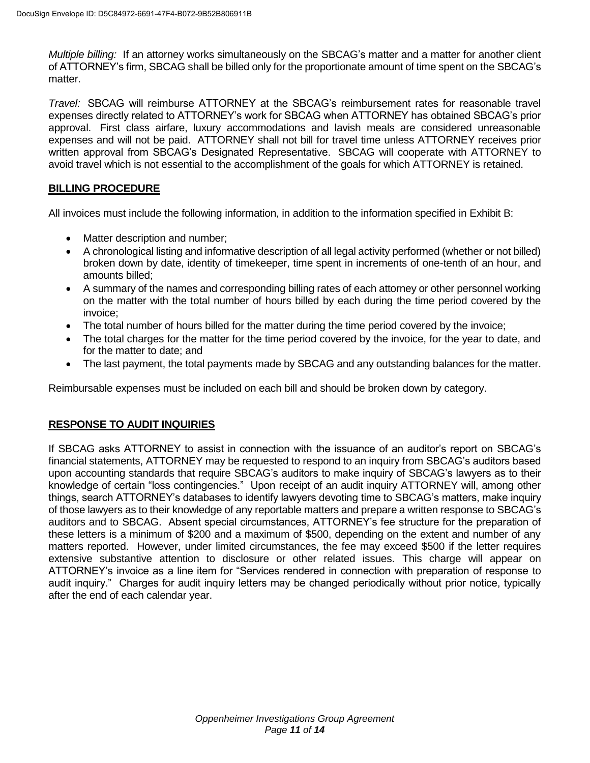*Multiple billing:* If an attorney works simultaneously on the SBCAG's matter and a matter for another client of ATTORNEY's firm, SBCAG shall be billed only for the proportionate amount of time spent on the SBCAG's matter.

*Travel:* SBCAG will reimburse ATTORNEY at the SBCAG's reimbursement rates for reasonable travel expenses directly related to ATTORNEY's work for SBCAG when ATTORNEY has obtained SBCAG's prior approval. First class airfare, luxury accommodations and lavish meals are considered unreasonable expenses and will not be paid. ATTORNEY shall not bill for travel time unless ATTORNEY receives prior written approval from SBCAG's Designated Representative. SBCAG will cooperate with ATTORNEY to avoid travel which is not essential to the accomplishment of the goals for which ATTORNEY is retained.

## BILLING PROCEDURE

All invoices must include the following information, in addition to the information specified in Exhibit B:

- Matter description and number;
- A chronological listing and informative description of all legal activity performed (whether or not billed) broken down by date, identity of timekeeper, time spent in increments of one-tenth of an hour, and amounts billed;
- A summary of the names and corresponding billing rates of each attorney or other personnel working on the matter with the total number of hours billed by each during the time period covered by the invoice;
- The total number of hours billed for the matter during the time period covered by the invoice;
- The total charges for the matter for the time period covered by the invoice, for the year to date, and for the matter to date; and
- The last payment, the total payments made by SBCAG and any outstanding balances for the matter.

Reimbursable expenses must be included on each bill and should be broken down by category.

## RESPONSE TO AUDIT INQUIRIES

If SBCAG asks ATTORNEY to assist in connection with the issuance of an auditor's report on SBCAG's financial statements, ATTORNEY may be requested to respond to an inquiry from SBCAG's auditors based upon accounting standards that require SBCAG's auditors to make inquiry of SBCAG's lawyers as to their knowledge of certain "loss contingencies." Upon receipt of an audit inquiry ATTORNEY will, among other things, search ATTORNEY's databases to identify lawyers devoting time to SBCAG's matters, make inquiry of those lawyers as to their knowledge of any reportable matters and prepare a written response to SBCAG's auditors and to SBCAG. Absent special circumstances, ATTORNEY's fee structure for the preparation of these letters is a minimum of $200 and a maximum of $500, depending on the extent and number of any matters reported. However, under limited circumstances, the fee may exceed $500 if the letter requires extensive substantive attention to disclosure or other related issues. This charge will appear on ATTORNEY's invoice as a line item for "Services rendered in connection with preparation of response to audit inquiry." Charges for audit inquiry letters may be changed periodically without prior notice, typically after the end of each calendar year.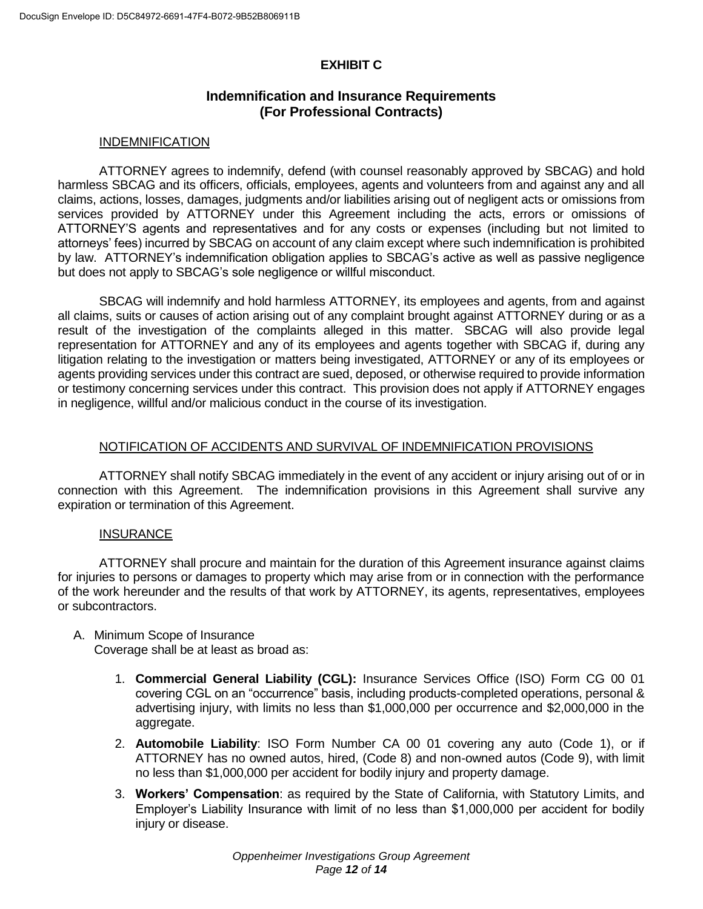# EXHIBIT C

## Indemnification and Insurance Requirements (For Professional Contracts)

### INDEMNIFICATION

ATTORNEY agrees to indemnify, defend (with counsel reasonably approved by SBCAG) and hold harmless SBCAG and its officers, officials, employees, agents and volunteers from and against any and all claims, actions, losses, damages, judgments and/or liabilities arising out of negligent acts or omissions from services provided by ATTORNEY under this Agreement including the acts, errors or omissions of ATTORNEY'S agents and representatives and for any costs or expenses (including but not limited to attorneys' fees) incurred by SBCAG on account of any claim except where such indemnification is prohibited by law. ATTORNEY's indemnification obligation applies to SBCAG's active as well as passive negligence but does not apply to SBCAG's sole negligence or willful misconduct.

SBCAG will indemnify and hold harmless ATTORNEY, its employees and agents, from and against all claims, suits or causes of action arising out of any complaint brought against ATTORNEY during or as a result of the investigation of the complaints alleged in this matter. SBCAG will also provide legal representation for ATTORNEY and any of its employees and agents together with SBCAG if, during any litigation relating to the investigation or matters being investigated, ATTORNEY or any of its employees or agents providing services under this contract are sued, deposed, or otherwise required to provide information or testimony concerning services under this contract. This provision does not apply if ATTORNEY engages in negligence, willful and/or malicious conduct in the course of its investigation.

### NOTIFICATION OF ACCIDENTS AND SURVIVAL OF INDEMNIFICATION PROVISIONS

ATTORNEY shall notify SBCAG immediately in the event of any accident or injury arising out of or in connection with this Agreement. The indemnification provisions in this Agreement shall survive any expiration or termination of this Agreement.

### INSURANCE

ATTORNEY shall procure and maintain for the duration of this Agreement insurance against claims for injuries to persons or damages to property which may arise from or in connection with the performance of the work hereunder and the results of that work by ATTORNEY, its agents, representatives, employees or subcontractors.

A. Minimum Scope of Insurance
   Coverage shall be at least as broad as:

   1. **Commercial General Liability (CGL):** Insurance Services Office (ISO) Form CG 00 01 covering CGL on an "occurrence" basis, including products-completed operations, personal & advertising injury, with limits no less than $1,000,000 per occurrence and $2,000,000 in the aggregate.
   2. **Automobile Liability**: ISO Form Number CA 00 01 covering any auto (Code 1), or if ATTORNEY has no owned autos, hired, (Code 8) and non-owned autos (Code 9), with limit no less than $1,000,000 per accident for bodily injury and property damage.
   3. **Workers' Compensation**: as required by the State of California, with Statutory Limits, and Employer's Liability Insurance with limit of no less than $1,000,000 per accident for bodily injury or disease.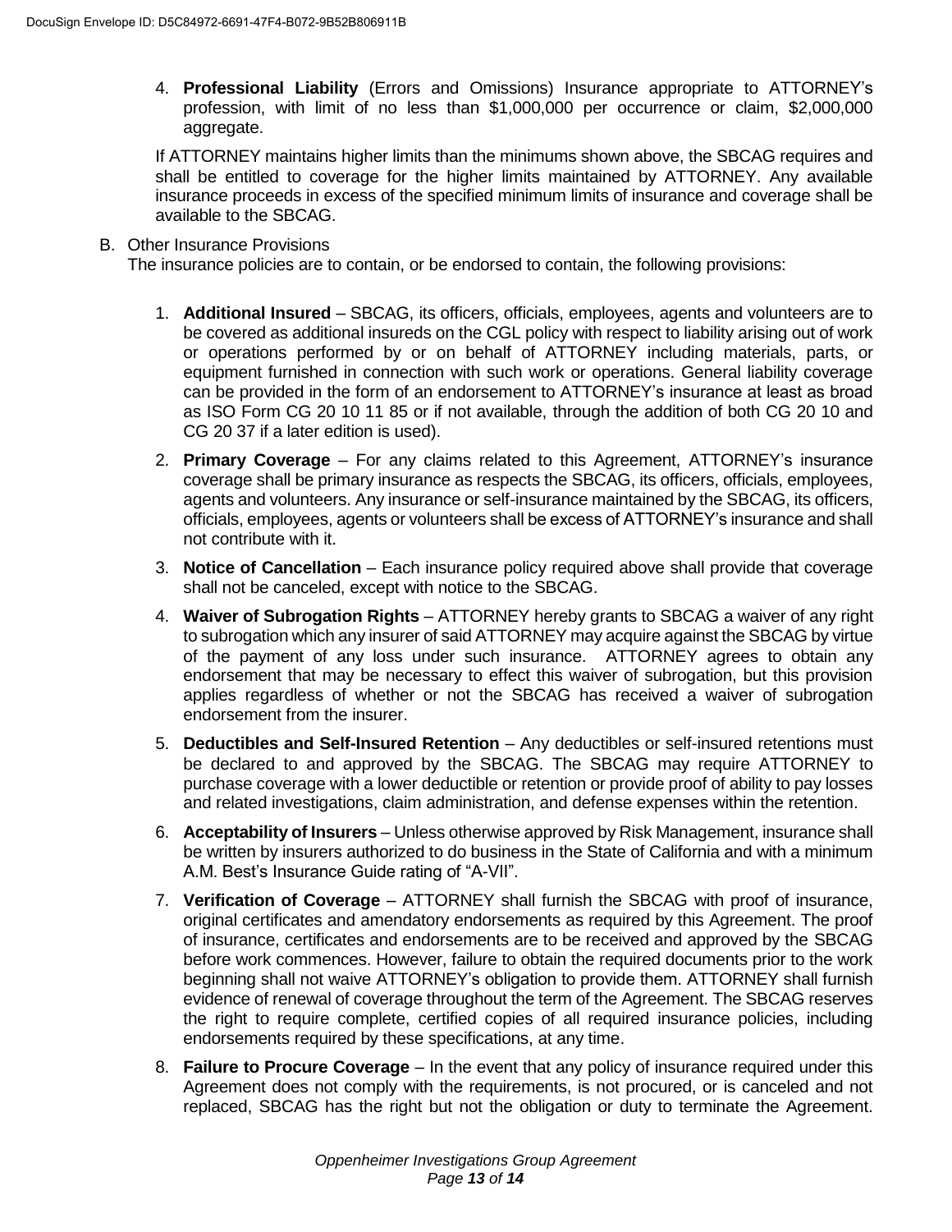4. **Professional Liability** (Errors and Omissions) Insurance appropriate to ATTORNEY's profession, with limit of no less than $1,000,000 per occurrence or claim, $2,000,000 aggregate.

If ATTORNEY maintains higher limits than the minimums shown above, the SBCAG requires and shall be entitled to coverage for the higher limits maintained by ATTORNEY. Any available insurance proceeds in excess of the specified minimum limits of insurance and coverage shall be available to the SBCAG.

B. Other Insurance Provisions

The insurance policies are to contain, or be endorsed to contain, the following provisions:

1. **Additional Insured** – SBCAG, its officers, officials, employees, agents and volunteers are to be covered as additional insureds on the CGL policy with respect to liability arising out of work or operations performed by or on behalf of ATTORNEY including materials, parts, or equipment furnished in connection with such work or operations. General liability coverage can be provided in the form of an endorsement to ATTORNEY's insurance at least as broad as ISO Form CG 20 10 11 85 or if not available, through the addition of both CG 20 10 and CG 20 37 if a later edition is used).

2. **Primary Coverage** – For any claims related to this Agreement, ATTORNEY's insurance coverage shall be primary insurance as respects the SBCAG, its officers, officials, employees, agents and volunteers. Any insurance or self-insurance maintained by the SBCAG, its officers, officials, employees, agents or volunteers shall be excess of ATTORNEY's insurance and shall not contribute with it.

3. **Notice of Cancellation** – Each insurance policy required above shall provide that coverage shall not be canceled, except with notice to the SBCAG.

4. **Waiver of Subrogation Rights** – ATTORNEY hereby grants to SBCAG a waiver of any right to subrogation which any insurer of said ATTORNEY may acquire against the SBCAG by virtue of the payment of any loss under such insurance. ATTORNEY agrees to obtain any endorsement that may be necessary to effect this waiver of subrogation, but this provision applies regardless of whether or not the SBCAG has received a waiver of subrogation endorsement from the insurer.

5. **Deductibles and Self-Insured Retention** – Any deductibles or self-insured retentions must be declared to and approved by the SBCAG. The SBCAG may require ATTORNEY to purchase coverage with a lower deductible or retention or provide proof of ability to pay losses and related investigations, claim administration, and defense expenses within the retention.

6. **Acceptability of Insurers** – Unless otherwise approved by Risk Management, insurance shall be written by insurers authorized to do business in the State of California and with a minimum A.M. Best's Insurance Guide rating of "A-VII".

7. **Verification of Coverage** – ATTORNEY shall furnish the SBCAG with proof of insurance, original certificates and amendatory endorsements as required by this Agreement. The proof of insurance, certificates and endorsements are to be received and approved by the SBCAG before work commences. However, failure to obtain the required documents prior to the work beginning shall not waive ATTORNEY's obligation to provide them. ATTORNEY shall furnish evidence of renewal of coverage throughout the term of the Agreement. The SBCAG reserves the right to require complete, certified copies of all required insurance policies, including endorsements required by these specifications, at any time.

8. **Failure to Procure Coverage** – In the event that any policy of insurance required under this Agreement does not comply with the requirements, is not procured, or is canceled and not replaced, SBCAG has the right but not the obligation or duty to terminate the Agreement.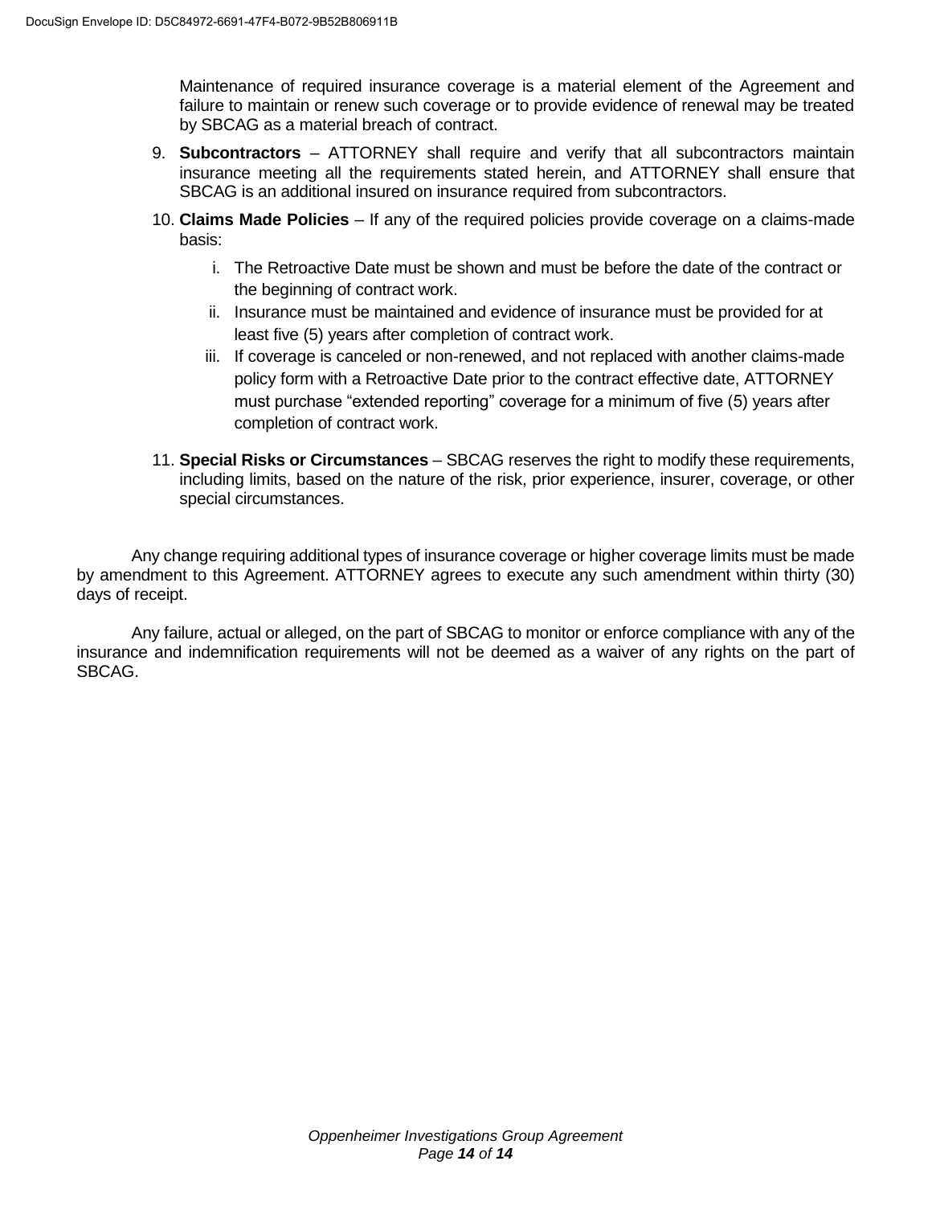Maintenance of required insurance coverage is a material element of the Agreement and failure to maintain or renew such coverage or to provide evidence of renewal may be treated by SBCAG as a material breach of contract.

9. **Subcontractors** – ATTORNEY shall require and verify that all subcontractors maintain insurance meeting all the requirements stated herein, and ATTORNEY shall ensure that SBCAG is an additional insured on insurance required from subcontractors.
10. **Claims Made Policies** – If any of the required policies provide coverage on a claims-made basis:
    i. The Retroactive Date must be shown and must be before the date of the contract or the beginning of contract work.
    ii. Insurance must be maintained and evidence of insurance must be provided for at least five (5) years after completion of contract work.
    iii. If coverage is canceled or non-renewed, and not replaced with another claims-made policy form with a Retroactive Date prior to the contract effective date, ATTORNEY must purchase "extended reporting" coverage for a minimum of five (5) years after completion of contract work.
11. **Special Risks or Circumstances** – SBCAG reserves the right to modify these requirements, including limits, based on the nature of the risk, prior experience, insurer, coverage, or other special circumstances.

Any change requiring additional types of insurance coverage or higher coverage limits must be made by amendment to this Agreement. ATTORNEY agrees to execute any such amendment within thirty (30) days of receipt.

Any failure, actual or alleged, on the part of SBCAG to monitor or enforce compliance with any of the insurance and indemnification requirements will not be deemed as a waiver of any rights on the part of SBCAG.